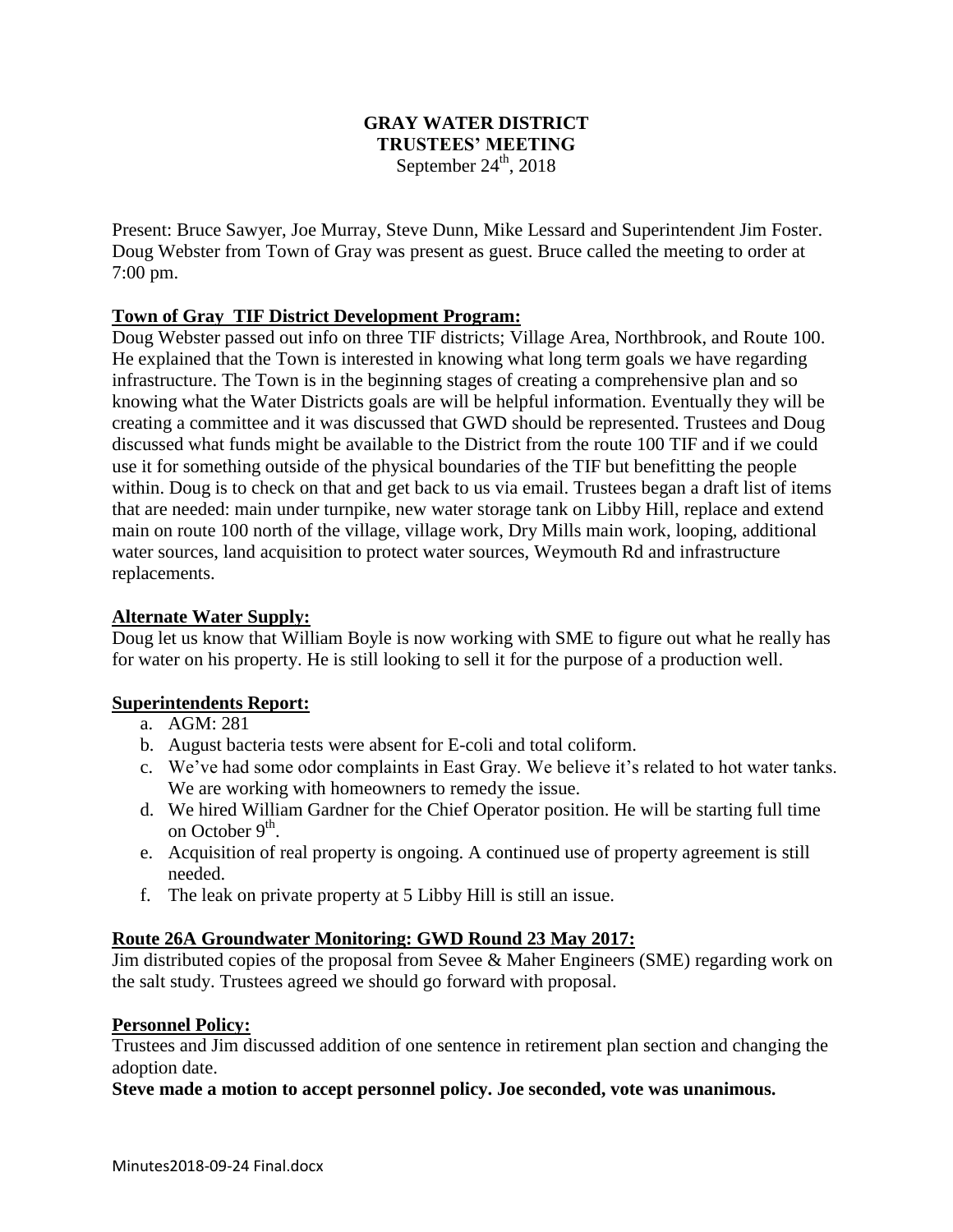# GRAY WATER DISTRICT
## TRUSTEES' MEETING
September 24th, 2018

Present: Bruce Sawyer, Joe Murray, Steve Dunn, Mike Lessard and Superintendent Jim Foster. Doug Webster from Town of Gray was present as guest. Bruce called the meeting to order at 7:00 pm.

**Town of Gray TIF District Development Program:**

Doug Webster passed out info on three TIF districts; Village Area, Northbrook, and Route 100. He explained that the Town is interested in knowing what long term goals we have regarding infrastructure. The Town is in the beginning stages of creating a comprehensive plan and so knowing what the Water Districts goals are will be helpful information. Eventually they will be creating a committee and it was discussed that GWD should be represented. Trustees and Doug discussed what funds might be available to the District from the route 100 TIF and if we could use it for something outside of the physical boundaries of the TIF but benefitting the people within. Doug is to check on that and get back to us via email. Trustees began a draft list of items that are needed: main under turnpike, new water storage tank on Libby Hill, replace and extend main on route 100 north of the village, village work, Dry Mills main work, looping, additional water sources, land acquisition to protect water sources, Weymouth Rd and infrastructure replacements.

**Alternate Water Supply:**

Doug let us know that William Boyle is now working with SME to figure out what he really has for water on his property. He is still looking to sell it for the purpose of a production well.

**Superintendents Report:**

a. AGM: 281
b. August bacteria tests were absent for E-coli and total coliform.
c. We've had some odor complaints in East Gray. We believe it's related to hot water tanks. We are working with homeowners to remedy the issue.
d. We hired William Gardner for the Chief Operator position. He will be starting full time on October 9th.
e. Acquisition of real property is ongoing. A continued use of property agreement is still needed.
f. The leak on private property at 5 Libby Hill is still an issue.

**Route 26A Groundwater Monitoring: GWD Round 23 May 2017:**

Jim distributed copies of the proposal from Sevee & Maher Engineers (SME) regarding work on the salt study. Trustees agreed we should go forward with proposal.

**Personnel Policy:**

Trustees and Jim discussed addition of one sentence in retirement plan section and changing the adoption date.

**Steve made a motion to accept personnel policy. Joe seconded, vote was unanimous.**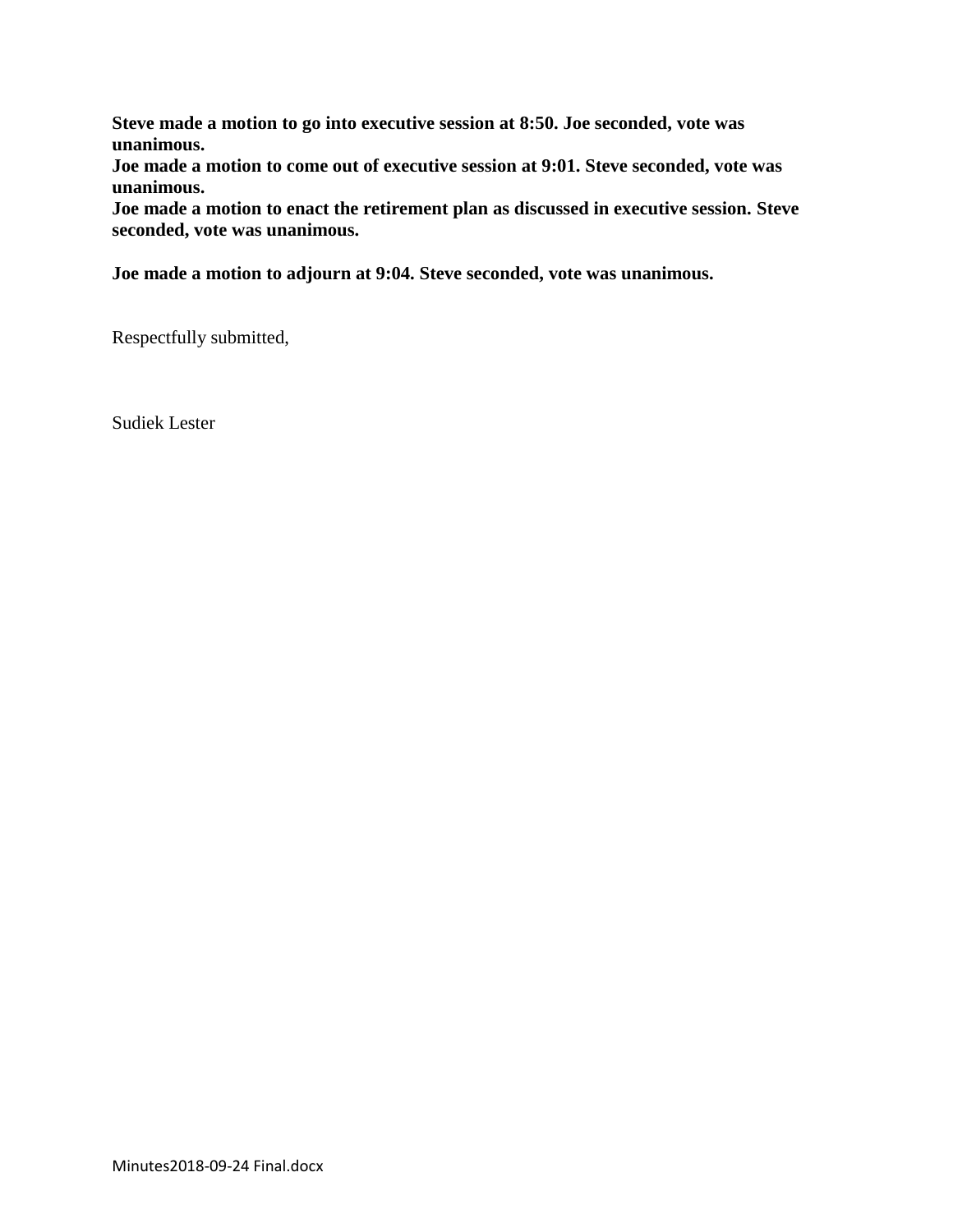**Steve made a motion to go into executive session at 8:50. Joe seconded, vote was unanimous.**
**Joe made a motion to come out of executive session at 9:01. Steve seconded, vote was unanimous.**
**Joe made a motion to enact the retirement plan as discussed in executive session. Steve seconded, vote was unanimous.**

**Joe made a motion to adjourn at 9:04. Steve seconded, vote was unanimous.**

Respectfully submitted,

Sudiek Lester